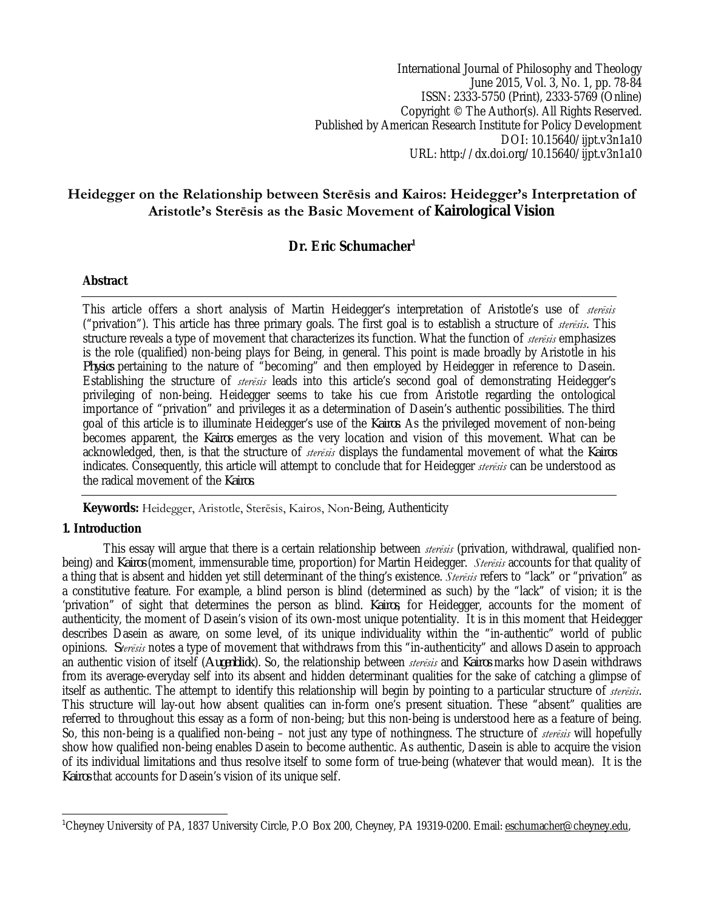International Journal of Philosophy and Theology
June 2015, Vol. 3, No. 1, pp. 78-84
ISSN: 2333-5750 (Print), 2333-5769 (Online)
Copyright © The Author(s). All Rights Reserved.
Published by American Research Institute for Policy Development
DOI: 10.15640/ijpt.v3n1a10
URL: http://dx.doi.org/10.15640/ijpt.v3n1a10

# Heidegger on the Relationship between Sterēsis and Kairos: Heidegger's Interpretation of Aristotle's Sterēsis as the Basic Movement of Kairological Vision

**Dr. Eric Schumacher**[1]

## Abstract

This article offers a short analysis of Martin Heidegger's interpretation of Aristotle's use of *sterēsis* ("privation"). This article has three primary goals. The first goal is to establish a structure of *sterēsis*. This structure reveals a type of movement that characterizes its function. What the function of *sterēsis* emphasizes is the role (qualified) non-being plays for Being, in general. This point is made broadly by Aristotle in his *Physics* pertaining to the nature of "becoming" and then employed by Heidegger in reference to Dasein. Establishing the structure of *sterēsis* leads into this article's second goal of demonstrating Heidegger's privileging of non-being. Heidegger seems to take his cue from Aristotle regarding the ontological importance of "privation" and privileges it as a determination of Dasein's authentic possibilities. The third goal of this article is to illuminate Heidegger's use of the *Kairos*. As the privileged movement of non-being becomes apparent, the *Kairos* emerges as the very location and vision of this movement. What can be acknowledged, then, is that the structure of *sterēsis* displays the fundamental movement of what the *Kairos* indicates. Consequently, this article will attempt to conclude that for Heidegger *sterēsis* can be understood as the radical movement of the *Kairos*.

**Keywords:** Heidegger, Aristotle, Sterēsis, Kairos, Non-Being, Authenticity

## 1. Introduction

This essay will argue that there is a certain relationship between *sterēsis* (privation, withdrawal, qualified non-being) and *Kairos* (moment, immensurable time, proportion) for Martin Heidegger. *Sterēsis* accounts for that quality of a thing that is absent and hidden yet still determinant of the thing's existence. *Sterēsis* refers to "lack" or "privation" as a constitutive feature. For example, a blind person is blind (determined as such) by the "lack" of vision; it is the 'privation" of sight that determines the person as blind. *Kairos*, for Heidegger, accounts for the moment of authenticity, the moment of Dasein's vision of its own-most unique potentiality. It is in this moment that Heidegger describes Dasein as aware, on some level, of its unique individuality within the "in-authentic" world of public opinions. *Sterēsis* notes a type of movement that withdraws from this "in-authenticity" and allows Dasein to approach an authentic vision of itself (*Augenblick*). So, the relationship between *sterēsis* and *Kairos* marks how Dasein withdraws from its average-everyday self into its absent and hidden determinant qualities for the sake of catching a glimpse of itself as authentic. The attempt to identify this relationship will begin by pointing to a particular structure of *sterēsis*. This structure will lay-out how absent qualities can in-form one's present situation. These "absent" qualities are referred to throughout this essay as a form of non-being; but this non-being is understood here as a feature of being. So, this non-being is a qualified non-being – not just any type of nothingness. The structure of *sterēsis* will hopefully show how qualified non-being enables Dasein to become authentic. As authentic, Dasein is able to acquire the vision of its individual limitations and thus resolve itself to some form of true-being (whatever that would mean). It is the *Kairos* that accounts for Dasein's vision of its unique self.

---

[1]Cheyney University of PA, 1837 University Circle, P.O Box 200, Cheyney, PA 19319-0200. Email: eschumacher@cheyney.edu,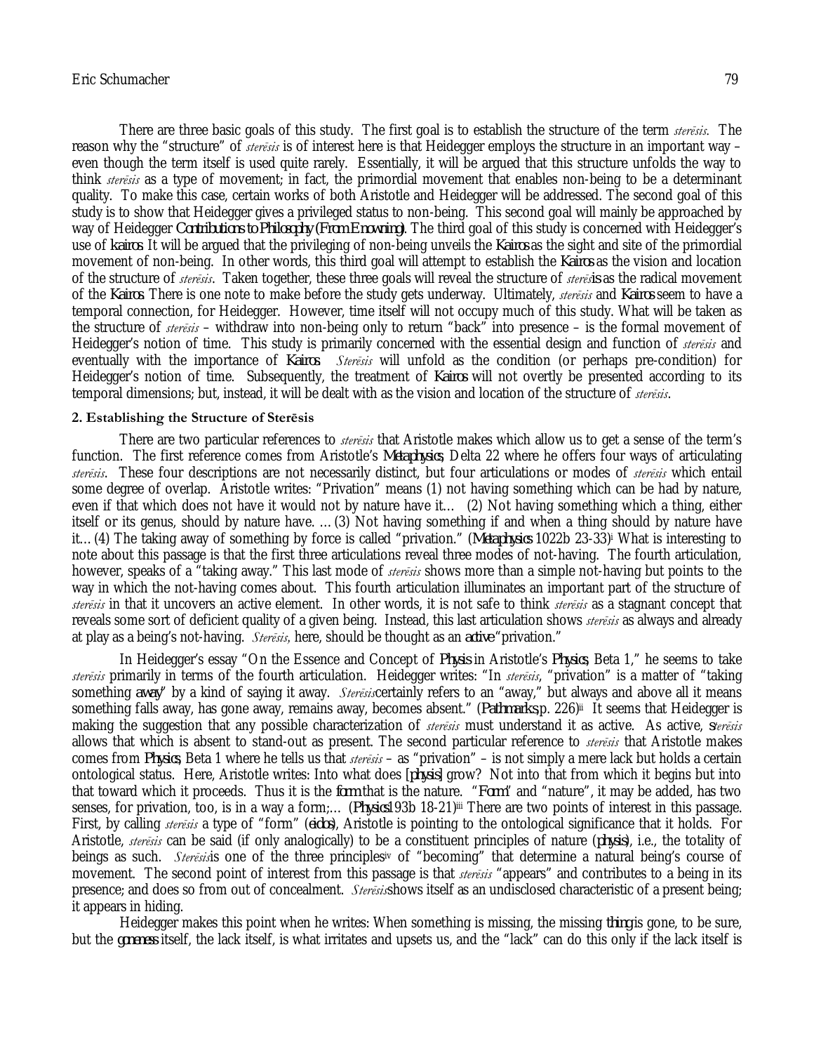There are three basic goals of this study. The first goal is to establish the structure of the term *sterēsis*. The reason why the "structure" of *sterēsis* is of interest here is that Heidegger employs the structure in an important way – even though the term itself is used quite rarely. Essentially, it will be argued that this structure unfolds the way to think *sterēsis* as a type of movement; in fact, the primordial movement that enables non-being to be a determinant quality. To make this case, certain works of both Aristotle and Heidegger will be addressed. The second goal of this study is to show that Heidegger gives a privileged status to non-being. This second goal will mainly be approached by way of Heidegger *Contributions to Philosophy (From Enowning)*. The third goal of this study is concerned with Heidegger's use of *kairos.* It will be argued that the privileging of non-being unveils the *Kairos* as the sight and site of the primordial movement of non-being. In other words, this third goal will attempt to establish the *Kairos* as the vision and location of the structure of *sterēsis*. Taken together, these three goals will reveal the structure of *sterēsis* as the radical movement of the *Kairos.* There is one note to make before the study gets underway. Ultimately, *sterēsis* and *Kairos* seem to have a temporal connection, for Heidegger. However, time itself will not occupy much of this study. What will be taken as the structure of *sterēsis* – withdraw into non-being only to return "back" into presence – is the formal movement of Heidegger's notion of time. This study is primarily concerned with the essential design and function of *sterēsis* and eventually with the importance of *Kairos.* *Sterēsis* will unfold as the condition (or perhaps pre-condition) for Heidegger's notion of time. Subsequently, the treatment of *Kairos* will not overtly be presented according to its temporal dimensions; but, instead, it will be dealt with as the vision and location of the structure of *sterēsis*.

## 2. Establishing the Structure of Sterēsis

There are two particular references to *sterēsis* that Aristotle makes which allow us to get a sense of the term's function. The first reference comes from Aristotle's *Metaphysics*, Delta 22 where he offers four ways of articulating *sterēsis*. These four descriptions are not necessarily distinct, but four articulations or modes of *sterēsis* which entail some degree of overlap. Aristotle writes: "Privation" means (1) not having something which can be had by nature, even if that which does not have it would not by nature have it… (2) Not having something which a thing, either itself or its genus, should by nature have. … (3) Not having something if and when a thing should by nature have it… (4) The taking away of something by force is called "privation." (*Metaphysics* 1022b 23-33)[i] What is interesting to note about this passage is that the first three articulations reveal three modes of not-having. The fourth articulation, however, speaks of a "taking away." This last mode of *sterēsis* shows more than a simple not-having but points to the way in which the not-having comes about. This fourth articulation illuminates an important part of the structure of *sterēsis* in that it uncovers an active element. In other words, it is not safe to think *sterēsis* as a stagnant concept that reveals some sort of deficient quality of a given being. Instead, this last articulation shows *sterēsis* as always and already at play as a being's not-having. *Sterēsis*, here, should be thought as an *active* "privation."

In Heidegger's essay "On the Essence and Concept of *Physis* in Aristotle's *Physics*, Beta 1," he seems to take *sterēsis* primarily in terms of the fourth articulation. Heidegger writes: "In *sterēsis*, "privation" is a matter of "taking something *away*" by a kind of saying it away. *Sterēsis* certainly refers to an "away," but always and above all it means something falls away, has gone away, remains away, becomes absent." (*Pathmarks*, p. 226)[ii] It seems that Heidegger is making the suggestion that any possible characterization of *sterēsis* must understand it as active. As active, *sterēsis* allows that which is absent to stand-out as present. The second particular reference to *sterēsis* that Aristotle makes comes from *Physics*, Beta 1 where he tells us that *sterēsis* – as "privation" – is not simply a mere lack but holds a certain ontological status. Here, Aristotle writes: Into what does [*physis*] grow? Not into that from which it begins but into that toward which it proceeds. Thus it is the *form* that is the nature. "*Form*" and "nature", it may be added, has two senses, for privation, too, is in a way a form;… (*Physics* 193b 18-21)[iii] There are two points of interest in this passage. First, by calling *sterēsis* a type of "form" (*eidos*), Aristotle is pointing to the ontological significance that it holds. For Aristotle, *sterēsis* can be said (if only analogically) to be a constituent principles of nature (*physis*), i.e., the totality of beings as such. *Sterēsis* is one of the three principles[iv] of "becoming" that determine a natural being's course of movement. The second point of interest from this passage is that *sterēsis* "appears" and contributes to a being in its presence; and does so from out of concealment. *Sterēsis* shows itself as an undisclosed characteristic of a present being; it appears in hiding.

Heidegger makes this point when he writes: When something is missing, the missing *thing* is gone, to be sure, but the *goneness* itself, the lack itself, is what irritates and upsets us, and the "lack" can do this only if the lack itself is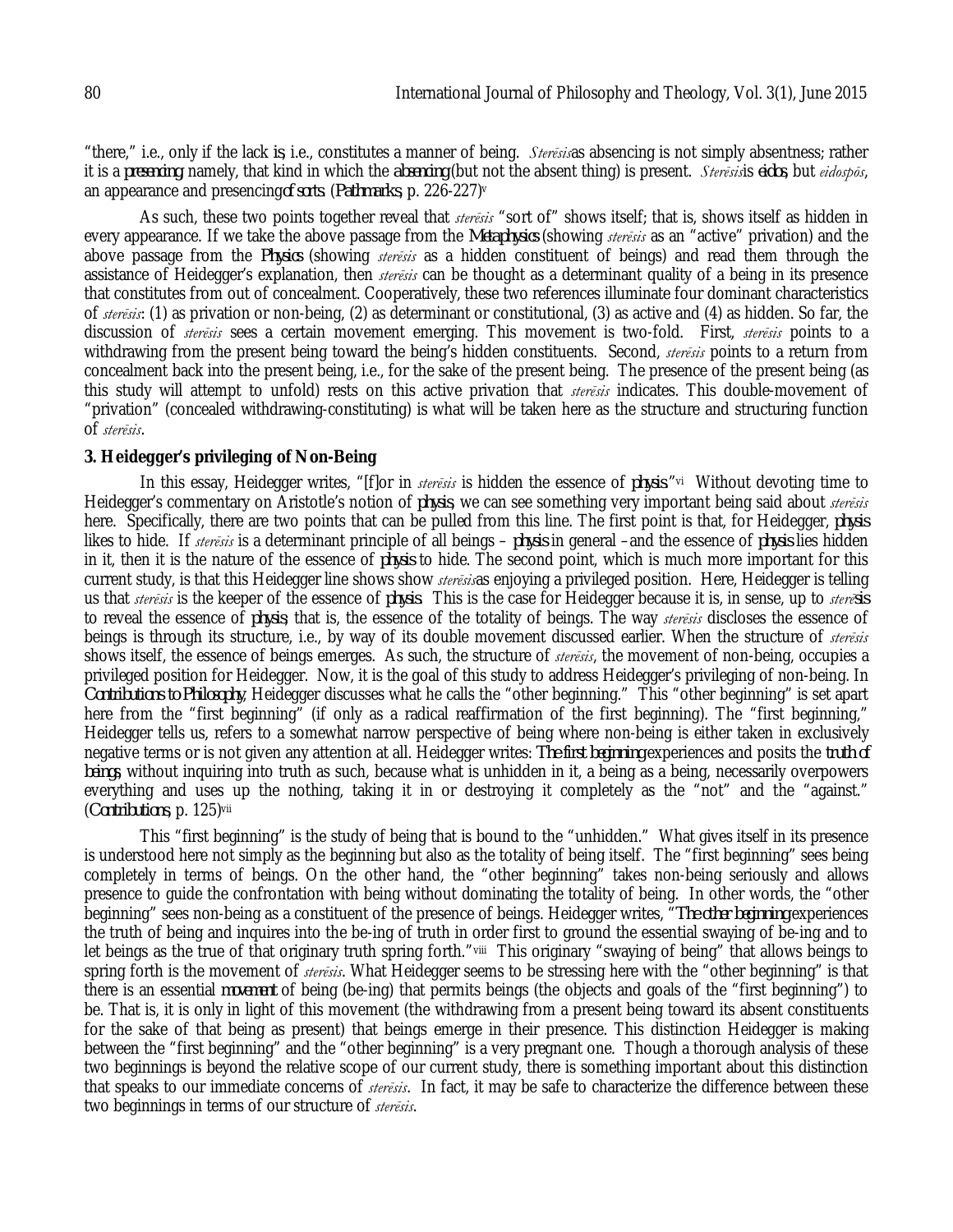"there," i.e., only if the lack *is*, i.e., constitutes a manner of being. *Sterēsis* as absencing is not simply absentness; rather it is a *presencing*, namely, that kind in which the *absencing* (but not the absent thing) is present. *Sterēsis* is *eidos*, but *eidospōs*, an appearance and presencing *of sorts*. (*Pathmarks*, p. 226-227)[v]

As such, these two points together reveal that *sterēsis* "sort of" shows itself; that is, shows itself as hidden in every appearance. If we take the above passage from the *Metaphysics* (showing *sterēsis* as an "active" privation) and the above passage from the *Physics* (showing *sterēsis* as a hidden constituent of beings) and read them through the assistance of Heidegger's explanation, then *sterēsis* can be thought as a determinant quality of a being in its presence that constitutes from out of concealment. Cooperatively, these two references illuminate four dominant characteristics of *sterēsis*: (1) as privation or non-being, (2) as determinant or constitutional, (3) as active and (4) as hidden. So far, the discussion of *sterēsis* sees a certain movement emerging. This movement is two-fold. First, *sterēsis* points to a withdrawing from the present being toward the being's hidden constituents. Second, *sterēsis* points to a return from concealment back into the present being, i.e., for the sake of the present being. The presence of the present being (as this study will attempt to unfold) rests on this active privation that *sterēsis* indicates. This double-movement of "privation" (concealed withdrawing-constituting) is what will be taken here as the structure and structuring function of *sterēsis*.

**3. Heidegger's privileging of Non-Being**

In this essay, Heidegger writes, "[f]or in *sterēsis* is hidden the essence of *physis*."[vi] Without devoting time to Heidegger's commentary on Aristotle's notion of *physis*, we can see something very important being said about *sterēsis* here. Specifically, there are two points that can be pulled from this line. The first point is that, for Heidegger, *physis* likes to hide. If *sterēsis* is a determinant principle of all beings – *physis* in general –and the essence of *physis* lies hidden in it, then it is the nature of the essence of *physis* to hide. The second point, which is much more important for this current study, is that this Heidegger line shows show *sterēsis* as enjoying a privileged position. Here, Heidegger is telling us that *sterēsis* is the keeper of the essence of *physis*. This is the case for Heidegger because it is, in sense, up to *sterēsis* to reveal the essence of *physis*, that is, the essence of the totality of beings. The way *sterēsis* discloses the essence of beings is through its structure, i.e., by way of its double movement discussed earlier. When the structure of *sterēsis* shows itself, the essence of beings emerges. As such, the structure of *sterēsis*, the movement of non-being, occupies a privileged position for Heidegger. Now, it is the goal of this study to address Heidegger's privileging of non-being. In *Contributions to Philosophy*, Heidegger discusses what he calls the "other beginning." This "other beginning" is set apart here from the "first beginning" (if only as a radical reaffirmation of the first beginning). The "first beginning," Heidegger tells us, refers to a somewhat narrow perspective of being where non-being is either taken in exclusively negative terms or is not given any attention at all. Heidegger writes: *The first beginning* experiences and posits the *truth of beings*, without inquiring into truth as such, because what is unhidden in it, a being as a being, necessarily overpowers everything and uses up the nothing, taking it in or destroying it completely as the "not" and the "against." (*Contributions*, p. 125)[vii]

This "first beginning" is the study of being that is bound to the "unhidden." What gives itself in its presence is understood here not simply as the beginning but also as the totality of being itself. The "first beginning" sees being completely in terms of beings. On the other hand, the "other beginning" takes non-being seriously and allows presence to guide the confrontation with being without dominating the totality of being. In other words, the "other beginning" sees non-being as a constituent of the presence of beings. Heidegger writes, "*The other beginning* experiences the truth of being and inquires into the be-ing of truth in order first to ground the essential swaying of be-ing and to let beings as the true of that originary truth spring forth."[viii] This originary "swaying of being" that allows beings to spring forth is the movement of *sterēsis*. What Heidegger seems to be stressing here with the "other beginning" is that there is an essential *movement* of being (be-ing) that permits beings (the objects and goals of the "first beginning") to be. That is, it is only in light of this movement (the withdrawing from a present being toward its absent constituents for the sake of that being as present) that beings emerge in their presence. This distinction Heidegger is making between the "first beginning" and the "other beginning" is a very pregnant one. Though a thorough analysis of these two beginnings is beyond the relative scope of our current study, there is something important about this distinction that speaks to our immediate concerns of *sterēsis*. In fact, it may be safe to characterize the difference between these two beginnings in terms of our structure of *sterēsis*.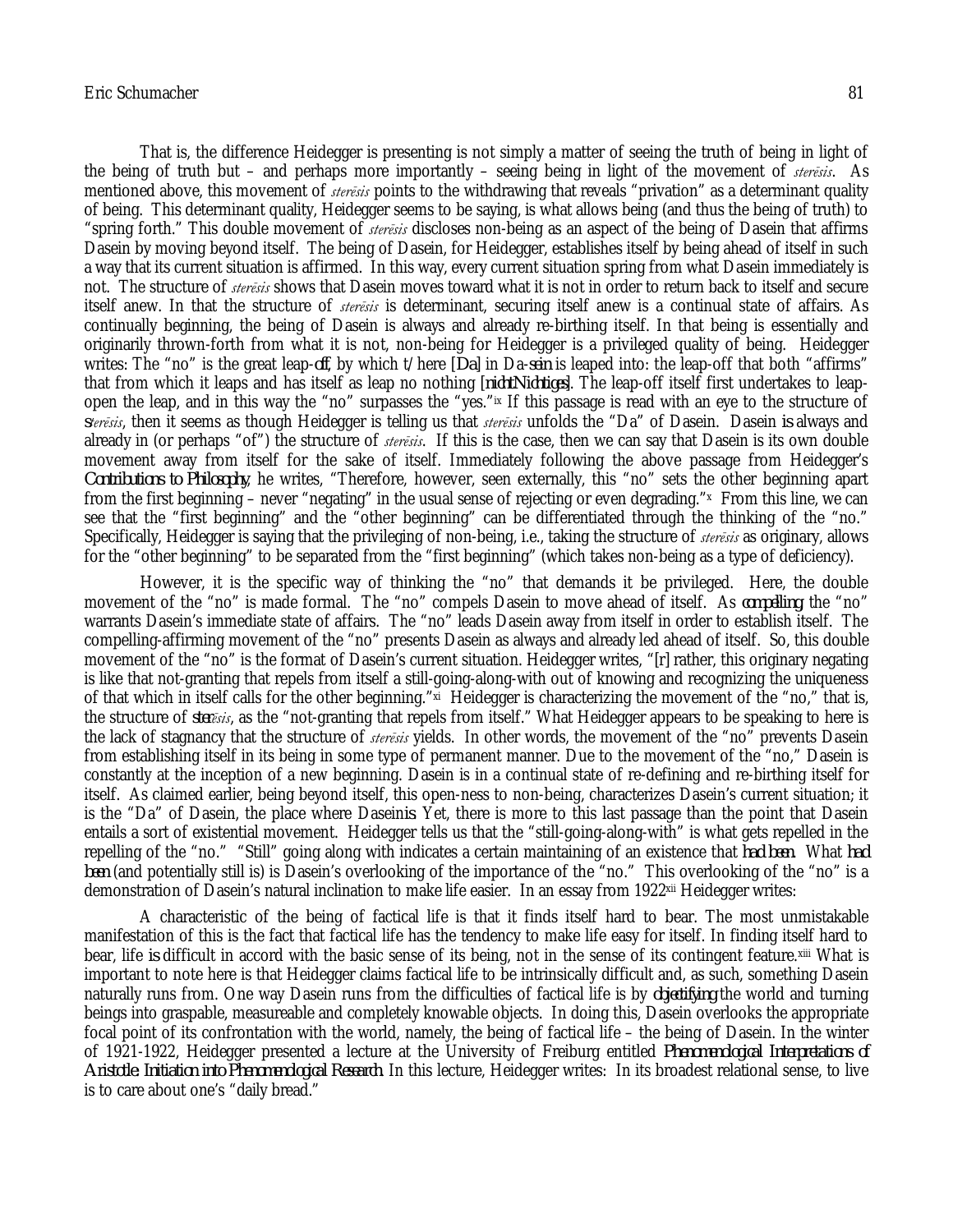That is, the difference Heidegger is presenting is not simply a matter of seeing the truth of being in light of the being of truth but – and perhaps more importantly – seeing being in light of the movement of *sterēsis*. As mentioned above, this movement of *sterēsis* points to the withdrawing that reveals "privation" as a determinant quality of being. This determinant quality, Heidegger seems to be saying, is what allows being (and thus the being of truth) to "spring forth." This double movement of *sterēsis* discloses non-being as an aspect of the being of Dasein that affirms Dasein by moving beyond itself. The being of Dasein, for Heidegger, establishes itself by being ahead of itself in such a way that its current situation is affirmed. In this way, every current situation spring from what Dasein immediately is not. The structure of *sterēsis* shows that Dasein moves toward what it is not in order to return back to itself and secure itself anew. In that the structure of *sterēsis* is determinant, securing itself anew is a continual state of affairs. As continually beginning, the being of Dasein is always and already re-birthing itself. In that being is essentially and originarily thrown-forth from what it is not, non-being for Heidegger is a privileged quality of being. Heidegger writes: The "no" is the great leap-*off*, by which t/here [*Da*] in *Da-sein* is leaped into: the leap-off that both "affirms" that from which it leaps and has itself as leap no nothing [*nichtNichtiges*]. The leap-off itself first undertakes to leap-open the leap, and in this way the "no" surpasses the "yes."[ix] If this passage is read with an eye to the structure of *sterēsis*, then it seems as though Heidegger is telling us that *sterēsis* unfolds the "Da" of Dasein. Dasein *is* always and already in (or perhaps "of") the structure of *sterēsis*. If this is the case, then we can say that Dasein is its own double movement away from itself for the sake of itself. Immediately following the above passage from Heidegger's *Contributions to Philosophy*, he writes, "Therefore, however, seen externally, this "no" sets the other beginning apart from the first beginning – never "negating" in the usual sense of rejecting or even degrading."[x] From this line, we can see that the "first beginning" and the "other beginning" can be differentiated through the thinking of the "no." Specifically, Heidegger is saying that the privileging of non-being, i.e., taking the structure of *sterēsis* as originary, allows for the "other beginning" to be separated from the "first beginning" (which takes non-being as a type of deficiency).

However, it is the specific way of thinking the "no" that demands it be privileged. Here, the double movement of the "no" is made formal. The "no" compels Dasein to move ahead of itself. As *compelling*, the "no" warrants Dasein's immediate state of affairs. The "no" leads Dasein away from itself in order to establish itself. The compelling-affirming movement of the "no" presents Dasein as always and already led ahead of itself. So, this double movement of the "no" is the format of Dasein's current situation. Heidegger writes, "[r] rather, this originary negating is like that not-granting that repels from itself a still-going-along-with out of knowing and recognizing the uniqueness of that which in itself calls for the other beginning."[xi] Heidegger is characterizing the movement of the "no," that is, the structure of *sterēsis*, as the "not-granting that repels from itself." What Heidegger appears to be speaking to here is the lack of stagnancy that the structure of *sterēsis* yields. In other words, the movement of the "no" prevents Dasein from establishing itself in its being in some type of permanent manner. Due to the movement of the "no," Dasein is constantly at the inception of a new beginning. Dasein is in a continual state of re-defining and re-birthing itself for itself. As claimed earlier, being beyond itself, this open-ness to non-being, characterizes Dasein's current situation; it is the "Da" of Dasein, the place where Dasein *is*. Yet, there is more to this last passage than the point that Dasein entails a sort of existential movement. Heidegger tells us that the "still-going-along-with" is what gets repelled in the repelling of the "no." "Still" going along with indicates a certain maintaining of an existence that *had been*. What *had been* (and potentially still is) is Dasein's overlooking of the importance of the "no." This overlooking of the "no" is a demonstration of Dasein's natural inclination to make life easier. In an essay from 1922[xii] Heidegger writes:

A characteristic of the being of factical life is that it finds itself hard to bear. The most unmistakable manifestation of this is the fact that factical life has the tendency to make life easy for itself. In finding itself hard to bear, life *is* difficult in accord with the basic sense of its being, not in the sense of its contingent feature.[xiii] What is important to note here is that Heidegger claims factical life to be intrinsically difficult and, as such, something Dasein naturally runs from. One way Dasein runs from the difficulties of factical life is by *objectifying* the world and turning beings into graspable, measureable and completely knowable objects. In doing this, Dasein overlooks the appropriate focal point of its confrontation with the world, namely, the being of factical life – the being of Dasein. In the winter of 1921-1922, Heidegger presented a lecture at the University of Freiburg entitled *Phenomenological Interpretations of Aristotle: Initiation into Phenomenological Research*. In this lecture, Heidegger writes: In its broadest relational sense, to live is to care about one's "daily bread."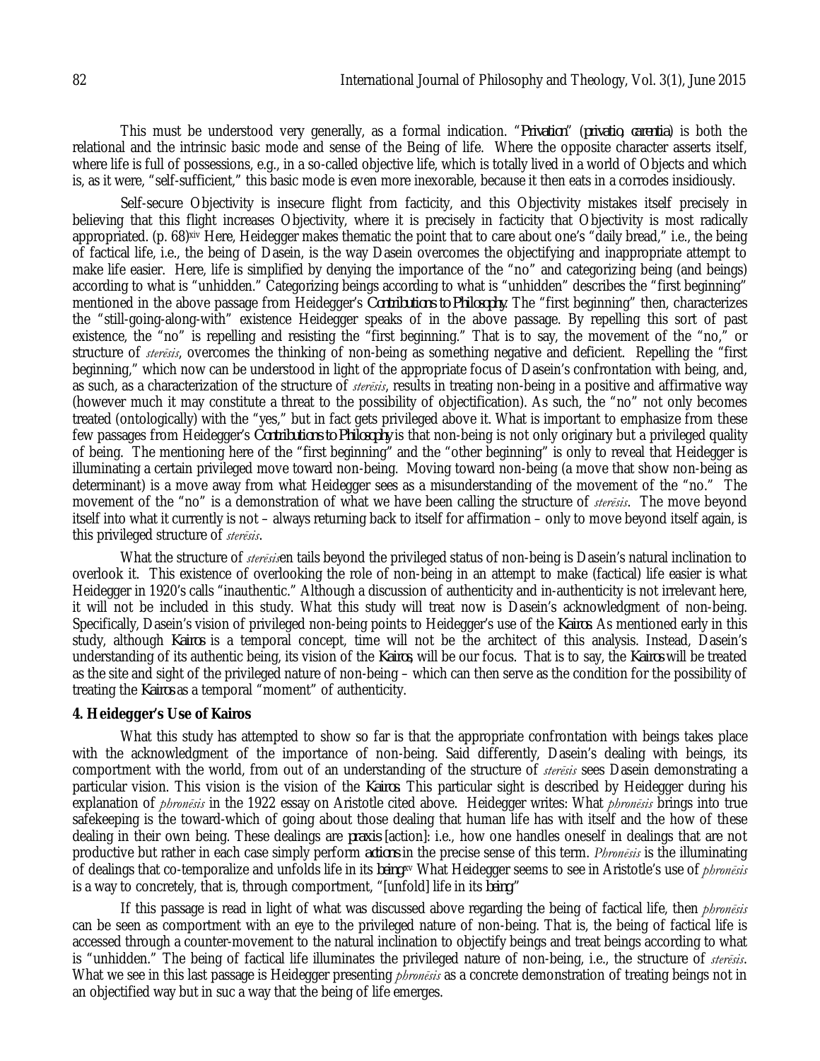This must be understood very generally, as a formal indication. "*Privation*" (*privatio, carentia*) is both the relational and the intrinsic basic mode and sense of the Being of life. Where the opposite character asserts itself, where life is full of possessions, e.g., in a so-called objective life, which is totally lived in a world of Objects and which is, as it were, "self-sufficient," this basic mode is even more inexorable, because it then eats in a corrodes insidiously.

Self-secure Objectivity is insecure flight from facticity, and this Objectivity mistakes itself precisely in believing that this flight increases Objectivity, where it is precisely in facticity that Objectivity is most radically appropriated. (p. 68)[xiv] Here, Heidegger makes thematic the point that to care about one's "daily bread," i.e., the being of factical life, i.e., the being of Dasein, is the way Dasein overcomes the objectifying and inappropriate attempt to make life easier. Here, life is simplified by denying the importance of the "no" and categorizing being (and beings) according to what is "unhidden." Categorizing beings according to what is "unhidden" describes the "first beginning" mentioned in the above passage from Heidegger's *Contributions to Philosophy*. The "first beginning" then, characterizes the "still-going-along-with" existence Heidegger speaks of in the above passage. By repelling this sort of past existence, the "no" is repelling and resisting the "first beginning." That is to say, the movement of the "no," or structure of *sterēsis*, overcomes the thinking of non-being as something negative and deficient. Repelling the "first beginning," which now can be understood in light of the appropriate focus of Dasein's confrontation with being, and, as such, as a characterization of the structure of *sterēsis*, results in treating non-being in a positive and affirmative way (however much it may constitute a threat to the possibility of objectification). As such, the "no" not only becomes treated (ontologically) with the "yes," but in fact gets privileged above it. What is important to emphasize from these few passages from Heidegger's *Contributions to Philosophy* is that non-being is not only originary but a privileged quality of being. The mentioning here of the "first beginning" and the "other beginning" is only to reveal that Heidegger is illuminating a certain privileged move toward non-being. Moving toward non-being (a move that show non-being as determinant) is a move away from what Heidegger sees as a misunderstanding of the movement of the "no." The movement of the "no" is a demonstration of what we have been calling the structure of *sterēsis*. The move beyond itself into what it currently is not – always returning back to itself for affirmation – only to move beyond itself again, is this privileged structure of *sterēsis*.

What the structure of *sterēsis*en tails beyond the privileged status of non-being is Dasein's natural inclination to overlook it. This existence of overlooking the role of non-being in an attempt to make (factical) life easier is what Heidegger in 1920's calls "inauthentic." Although a discussion of authenticity and in-authenticity is not irrelevant here, it will not be included in this study. What this study will treat now is Dasein's acknowledgment of non-being. Specifically, Dasein's vision of privileged non-being points to Heidegger's use of the *Kairos*. As mentioned early in this study, although *Kairos* is a temporal concept, time will not be the architect of this analysis. Instead, Dasein's understanding of its authentic being, its vision of the *Kairos*, will be our focus. That is to say, the *Kairos* will be treated as the site and sight of the privileged nature of non-being – which can then serve as the condition for the possibility of treating the *Kairos* as a temporal "moment" of authenticity.

**4. Heidegger's Use of Kairos**

What this study has attempted to show so far is that the appropriate confrontation with beings takes place with the acknowledgment of the importance of non-being. Said differently, Dasein's dealing with beings, its comportment with the world, from out of an understanding of the structure of *sterēsis* sees Dasein demonstrating a particular vision. This vision is the vision of the *Kairos*. This particular sight is described by Heidegger during his explanation of *phronēsis* in the 1922 essay on Aristotle cited above. Heidegger writes: What *phronēsis* brings into true safekeeping is the toward-which of going about those dealing that human life has with itself and the how of these dealing in their own being. These dealings are *praxis* [action]: i.e., how one handles oneself in dealings that are not productive but rather in each case simply perform *actions* in the precise sense of this term. *Phronēsis* is the illuminating of dealings that co-temporalize and unfolds life in its *being*[xv] What Heidegger seems to see in Aristotle's use of *phronēsis* is a way to concretely, that is, through comportment, "[unfold] life in its *being*"

If this passage is read in light of what was discussed above regarding the being of factical life, then *phronēsis* can be seen as comportment with an eye to the privileged nature of non-being. That is, the being of factical life is accessed through a counter-movement to the natural inclination to objectify beings and treat beings according to what is "unhidden." The being of factical life illuminates the privileged nature of non-being, i.e., the structure of *sterēsis*. What we see in this last passage is Heidegger presenting *phronēsis* as a concrete demonstration of treating beings not in an objectified way but in suc a way that the being of life emerges.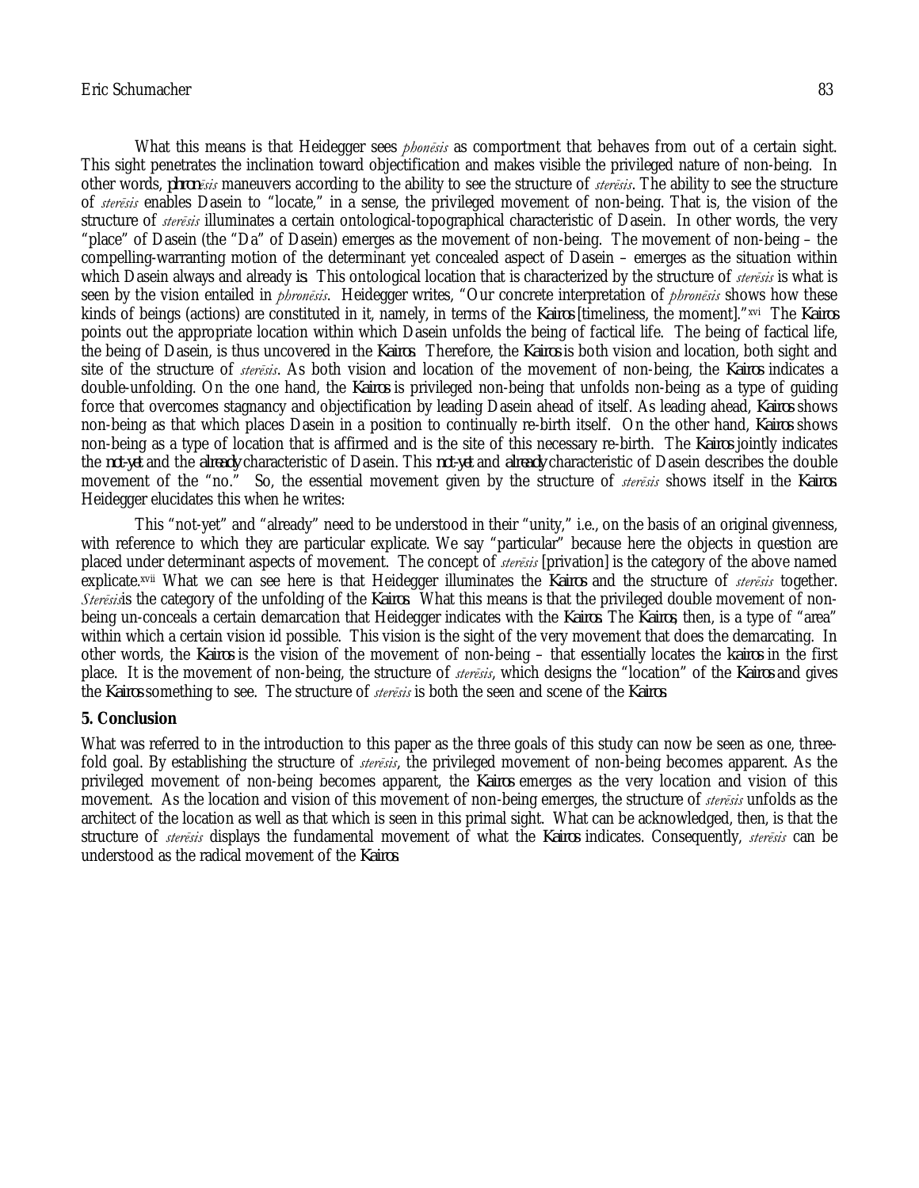What this means is that Heidegger sees *phonēsis* as comportment that behaves from out of a certain sight. This sight penetrates the inclination toward objectification and makes visible the privileged nature of non-being. In other words, *phronēsis* maneuvers according to the ability to see the structure of *sterēsis*. The ability to see the structure of *sterēsis* enables Dasein to "locate," in a sense, the privileged movement of non-being. That is, the vision of the structure of *sterēsis* illuminates a certain ontological-topographical characteristic of Dasein. In other words, the very "place" of Dasein (the "Da" of Dasein) emerges as the movement of non-being. The movement of non-being – the compelling-warranting motion of the determinant yet concealed aspect of Dasein – emerges as the situation within which Dasein always and already *is*. This ontological location that is characterized by the structure of *sterēsis* is what is seen by the vision entailed in *phronēsis*. Heidegger writes, "Our concrete interpretation of *phronēsis* shows how these kinds of beings (actions) are constituted in it, namely, in terms of the *Kairos* [timeliness, the moment]."[xvi] The *Kairos* points out the appropriate location within which Dasein unfolds the being of factical life. The being of factical life, the being of Dasein, is thus uncovered in the *Kairos*. Therefore, the *Kairos* is both vision and location, both sight and site of the structure of *sterēsis*. As both vision and location of the movement of non-being, the *Kairos* indicates a double-unfolding. On the one hand, the *Kairos* is privileged non-being that unfolds non-being as a type of guiding force that overcomes stagnancy and objectification by leading Dasein ahead of itself. As leading ahead, *Kairos* shows non-being as that which places Dasein in a position to continually re-birth itself. On the other hand, *Kairos* shows non-being as a type of location that is affirmed and is the site of this necessary re-birth. The *Kairos* jointly indicates the *not-yet* and the *already* characteristic of Dasein. This *not-yet* and *already* characteristic of Dasein describes the double movement of the "no." So, the essential movement given by the structure of *sterēsis* shows itself in the *Kairos*. Heidegger elucidates this when he writes:

This "not-yet" and "already" need to be understood in their "unity," i.e., on the basis of an original givenness, with reference to which they are particular explicate. We say "particular" because here the objects in question are placed under determinant aspects of movement. The concept of *sterēsis* [privation] is the category of the above named explicate.[xvii] What we can see here is that Heidegger illuminates the *Kairos* and the structure of *sterēsis* together. *Sterēsis* is the category of the unfolding of the *Kairos*. What this means is that the privileged double movement of non-being un-conceals a certain demarcation that Heidegger indicates with the *Kairos*. The *Kairos*, then, is a type of "area" within which a certain vision id possible. This vision is the sight of the very movement that does the demarcating. In other words, the *Kairos* is the vision of the movement of non-being – that essentially locates the *kairos* in the first place. It is the movement of non-being, the structure of *sterēsis*, which designs the "location" of the *Kairos* and gives the *Kairos* something to see. The structure of *sterēsis* is both the seen and scene of the *Kairos*.

**5. Conclusion**

What was referred to in the introduction to this paper as the three goals of this study can now be seen as one, three-fold goal. By establishing the structure of *sterēsis*, the privileged movement of non-being becomes apparent. As the privileged movement of non-being becomes apparent, the *Kairos* emerges as the very location and vision of this movement. As the location and vision of this movement of non-being emerges, the structure of *sterēsis* unfolds as the architect of the location as well as that which is seen in this primal sight. What can be acknowledged, then, is that the structure of *sterēsis* displays the fundamental movement of what the *Kairos* indicates. Consequently, *sterēsis* can be understood as the radical movement of the *Kairos*.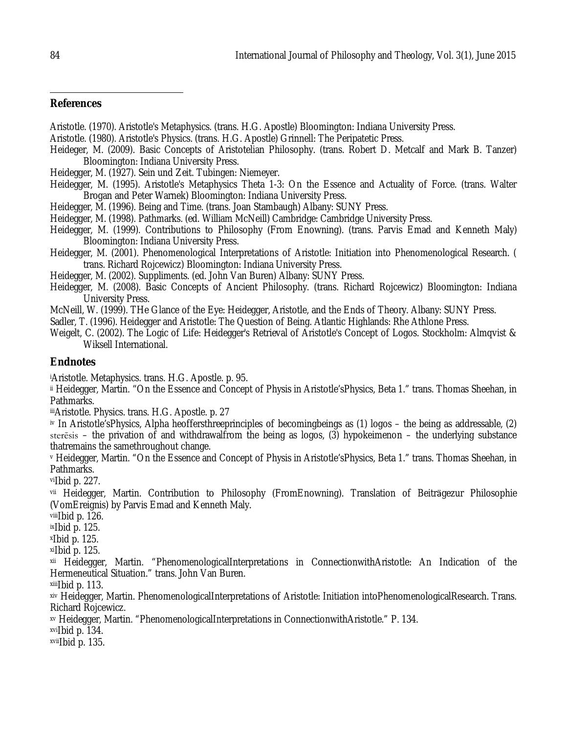## References

Aristotle. (1970). Aristotle's Metaphysics. (trans. H.G. Apostle) Bloomington: Indiana University Press.

Aristotle. (1980). Aristotle's Physics. (trans. H.G. Apostle) Grinnell: The Peripatetic Press.

Heideger, M. (2009). Basic Concepts of Aristotelian Philosophy. (trans. Robert D. Metcalf and Mark B. Tanzer) Bloomington: Indiana University Press.

Heidegger, M. (1927). Sein und Zeit. Tubingen: Niemeyer.

Heidegger, M. (1995). Aristotle's Metaphysics Theta 1-3: On the Essence and Actuality of Force. (trans. Walter Brogan and Peter Warnek) Bloomington: Indiana University Press.

Heidegger, M. (1996). Being and Time. (trans. Joan Stambaugh) Albany: SUNY Press.

Heidegger, M. (1998). Pathmarks. (ed. William McNeill) Cambridge: Cambridge University Press.

Heidegger, M. (1999). Contributions to Philosophy (From Enowning). (trans. Parvis Emad and Kenneth Maly) Bloomington: Indiana University Press.

Heidegger, M. (2001). Phenomenological Interpretations of Aristotle: Initiation into Phenomenological Research. ( trans. Richard Rojcewicz) Bloomington: Indiana University Press.

Heidegger, M. (2002). Suppliments. (ed. John Van Buren) Albany: SUNY Press.

Heidegger, M. (2008). Basic Concepts of Ancient Philosophy. (trans. Richard Rojcewicz) Bloomington: Indiana University Press.

McNeill, W. (1999). THe Glance of the Eye: Heidegger, Aristotle, and the Ends of Theory. Albany: SUNY Press.

Sadler, T. (1996). Heidegger and Aristotle: The Question of Being. Atlantic Highlands: Rhe Athlone Press.

Weigelt, C. (2002). The Logic of Life: Heidegger's Retrieval of Aristotle's Concept of Logos. Stockholm: Almqvist & Wiksell International.

## Endnotes

[i]Aristotle. Metaphysics. trans. H.G. Apostle. p. 95.

[ii] Heidegger, Martin. "On the Essence and Concept of Physis in Aristotle'sPhysics, Beta 1." trans. Thomas Sheehan, in Pathmarks.

[iii]Aristotle. Physics. trans. H.G. Apostle. p. 27

[iv] In Aristotle'sPhysics, Alpha heoffersthreeprinciples of becomingbeings as (1) logos – the being as addressable, (2) sterēsis – the privation of and withdrawalfrom the being as logos, (3) hypokeimenon – the underlying substance thatremains the samethroughout change.

[v] Heidegger, Martin. "On the Essence and Concept of Physis in Aristotle'sPhysics, Beta 1." trans. Thomas Sheehan, in Pathmarks.

[vi]Ibid p. 227.

[vii] Heidegger, Martin. Contribution to Philosophy (FromEnowning). Translation of Beiträgezur Philosophie (VomEreignis) by Parvis Emad and Kenneth Maly.

[viii]Ibid p. 126.

[ix]Ibid p. 125.

[x]Ibid p. 125.

[xi]Ibid p. 125.

[xii] Heidegger, Martin. "PhenomenologicalInterpretations in ConnectionwithAristotle: An Indication of the Hermeneutical Situation." trans. John Van Buren.

[xiii]Ibid p. 113.

[xiv] Heidegger, Martin. PhenomenologicalInterpretations of Aristotle: Initiation intoPhenomenologicalResearch. Trans. Richard Rojcewicz.

[xv] Heidegger, Martin. "PhenomenologicalInterpretations in ConnectionwithAristotle." P. 134.

[xvi]Ibid p. 134.

[xvii]Ibid p. 135.